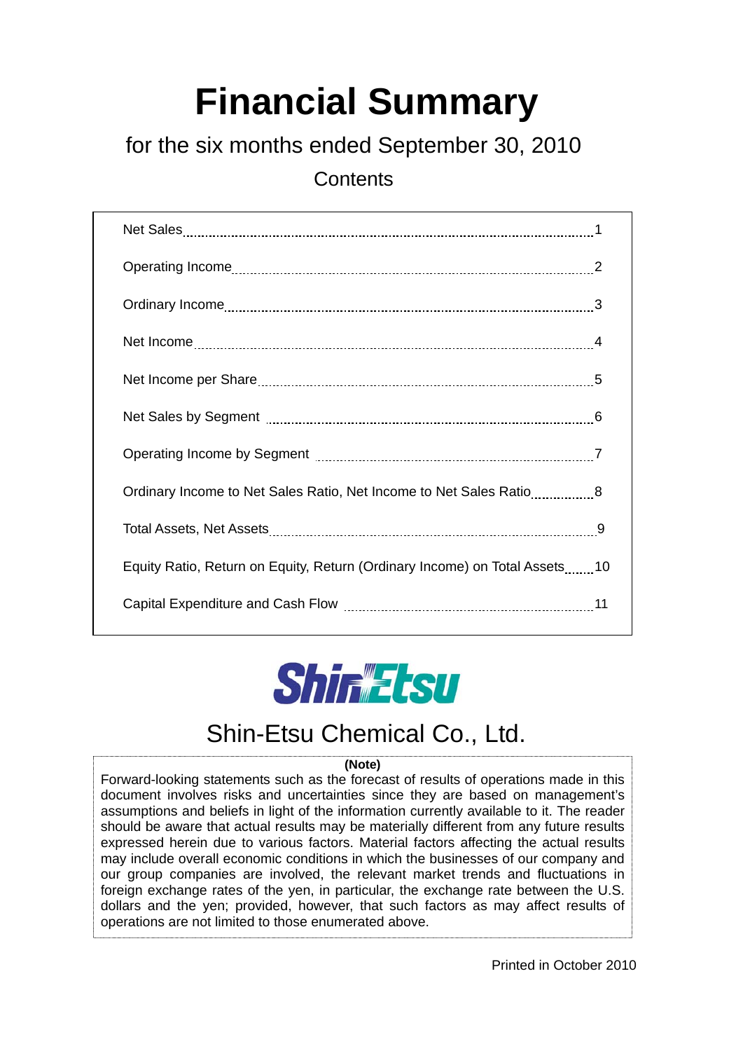# Financial Summary

## for the six months ended September 30, 2010

### Contents

| | |
|---|---|
| Net Sales | 1 |
| Operating Income | 2 |
| Ordinary Income | 3 |
| Net Income | 4 |
| Net Income per Share | 5 |
| Net Sales by Segment | 6 |
| Operating Income by Segment | 7 |
| Ordinary Income to Net Sales Ratio, Net Income to Net Sales Ratio | 8 |
| Total Assets, Net Assets | 9 |
| Equity Ratio, Return on Equity, Return (Ordinary Income) on Total Assets | 10 |
| Capital Expenditure and Cash Flow | 11 |

ShinEtsu

Shin-Etsu Chemical Co., Ltd.

**(Note)**

Forward-looking statements such as the forecast of results of operations made in this document involves risks and uncertainties since they are based on management's assumptions and beliefs in light of the information currently available to it. The reader should be aware that actual results may be materially different from any future results expressed herein due to various factors. Material factors affecting the actual results may include overall economic conditions in which the businesses of our company and our group companies are involved, the relevant market trends and fluctuations in foreign exchange rates of the yen, in particular, the exchange rate between the U.S. dollars and the yen; provided, however, that such factors as may affect results of operations are not limited to those enumerated above.

Printed in October 2010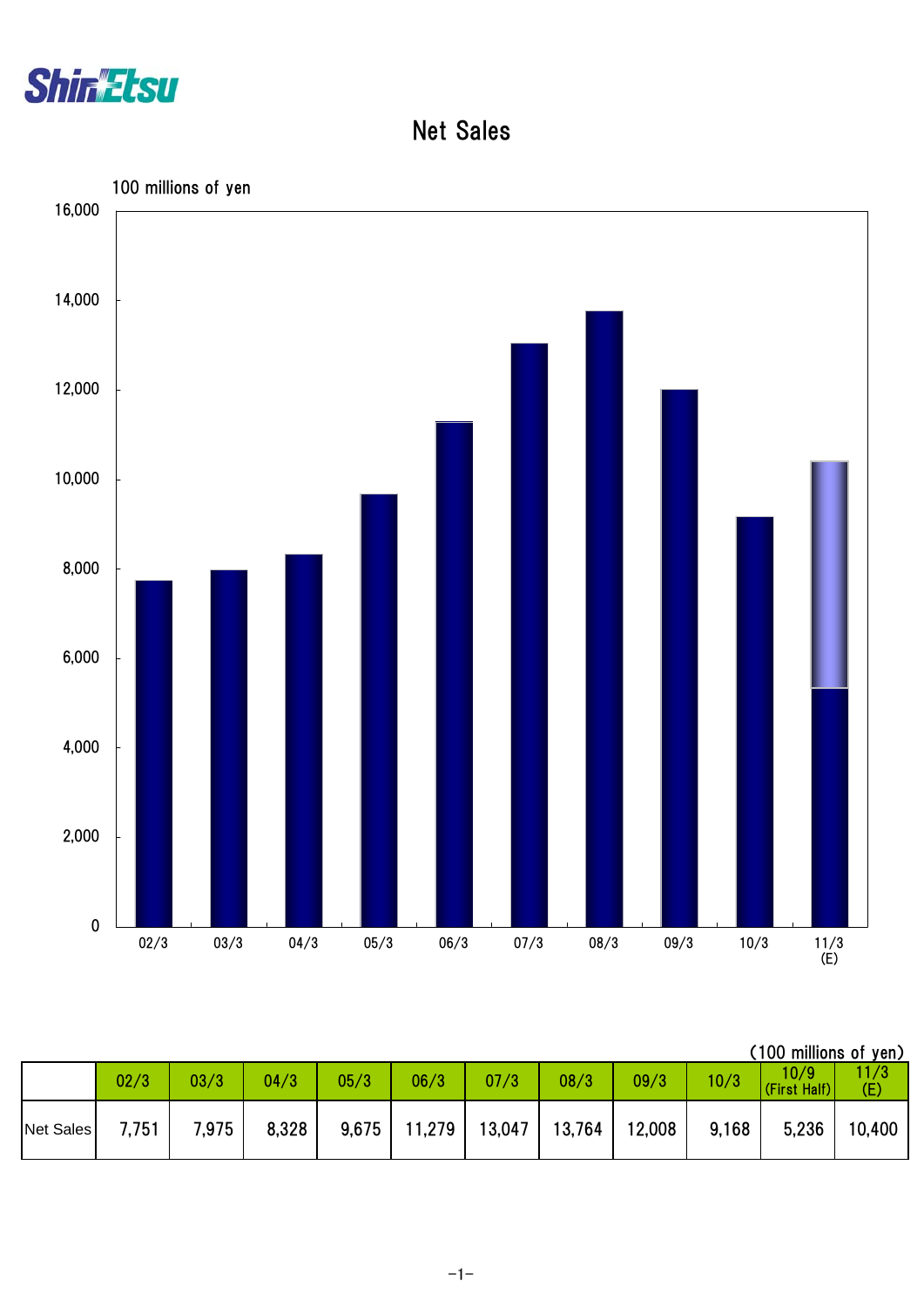# Net Sales

100 millions of yen

(100 millions of yen)

| | 02/3 | 03/3 | 04/3 | 05/3 | 06/3 | 07/3 | 08/3 | 09/3 | 10/3 | 10/9 (First Half) | 11/3 (E) |
|---|---|---|---|---|---|---|---|---|---|---|---|
| Net Sales | 7,751 | 7,975 | 8,328 | 9,675 | 11,279 | 13,047 | 13,764 | 12,008 | 9,168 | 5,236 | 10,400 |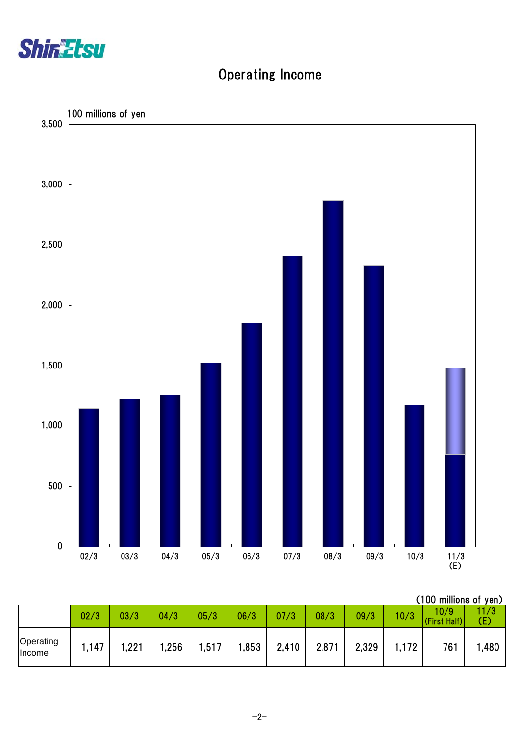# Operating Income

(100 millions of yen)

| | 02/3 | 03/3 | 04/3 | 05/3 | 06/3 | 07/3 | 08/3 | 09/3 | 10/3 | 10/9 (First Half) | 11/3 (E) |
|---|---|---|---|---|---|---|---|---|---|---|---|
| Operating Income | 1,147 | 1,221 | 1,256 | 1,517 | 1,853 | 2,410 | 2,871 | 2,329 | 1,172 | 761 | 1,480 |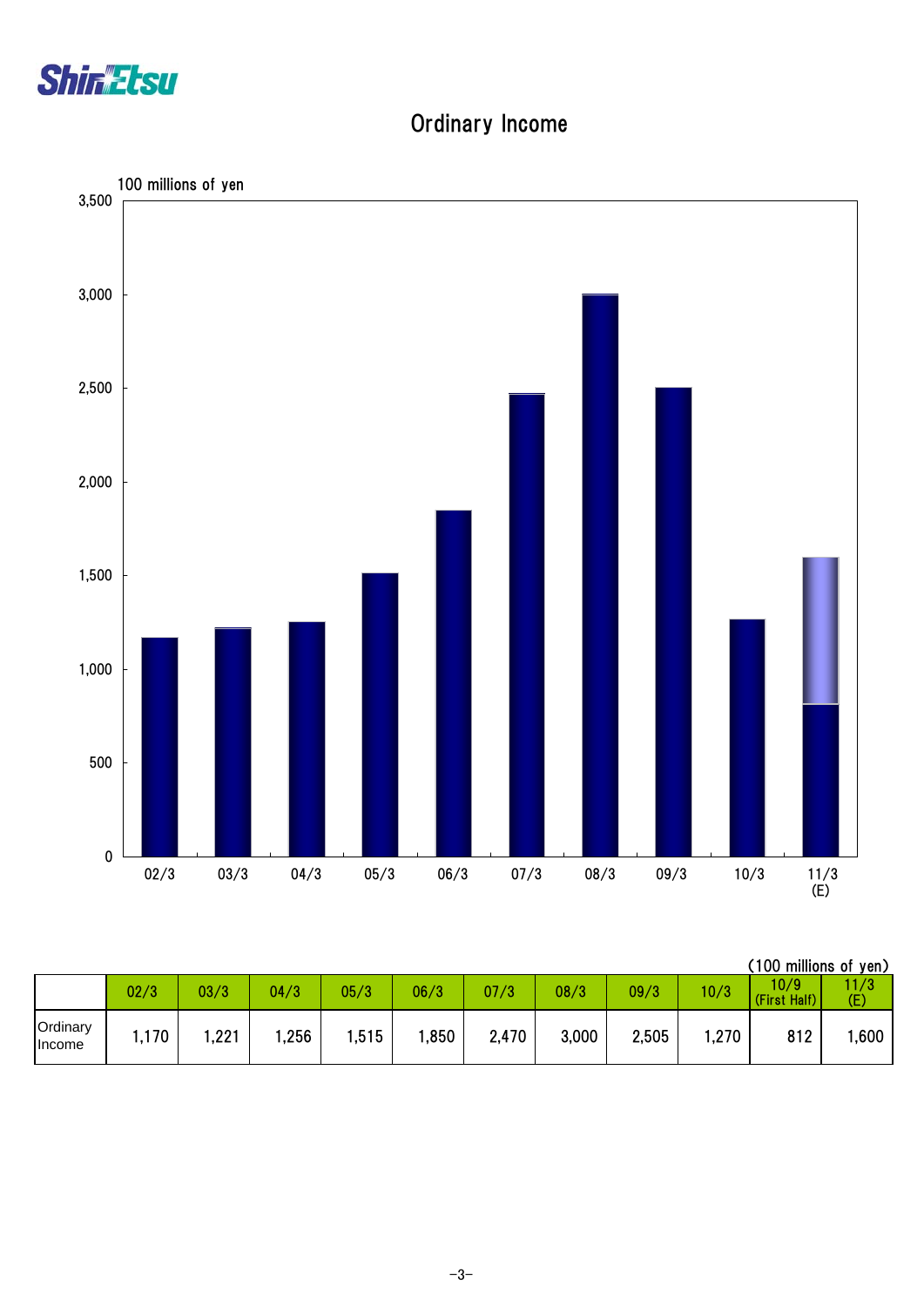# Ordinary Income

100 millions of yen

(100 millions of yen)

| | 02/3 | 03/3 | 04/3 | 05/3 | 06/3 | 07/3 | 08/3 | 09/3 | 10/3 | 10/9 (First Half) | 11/3 (E) |
|---|---|---|---|---|---|---|---|---|---|---|---|
| Ordinary Income | 1,170 | 1,221 | 1,256 | 1,515 | 1,850 | 2,470 | 3,000 | 2,505 | 1,270 | 812 | 1,600 |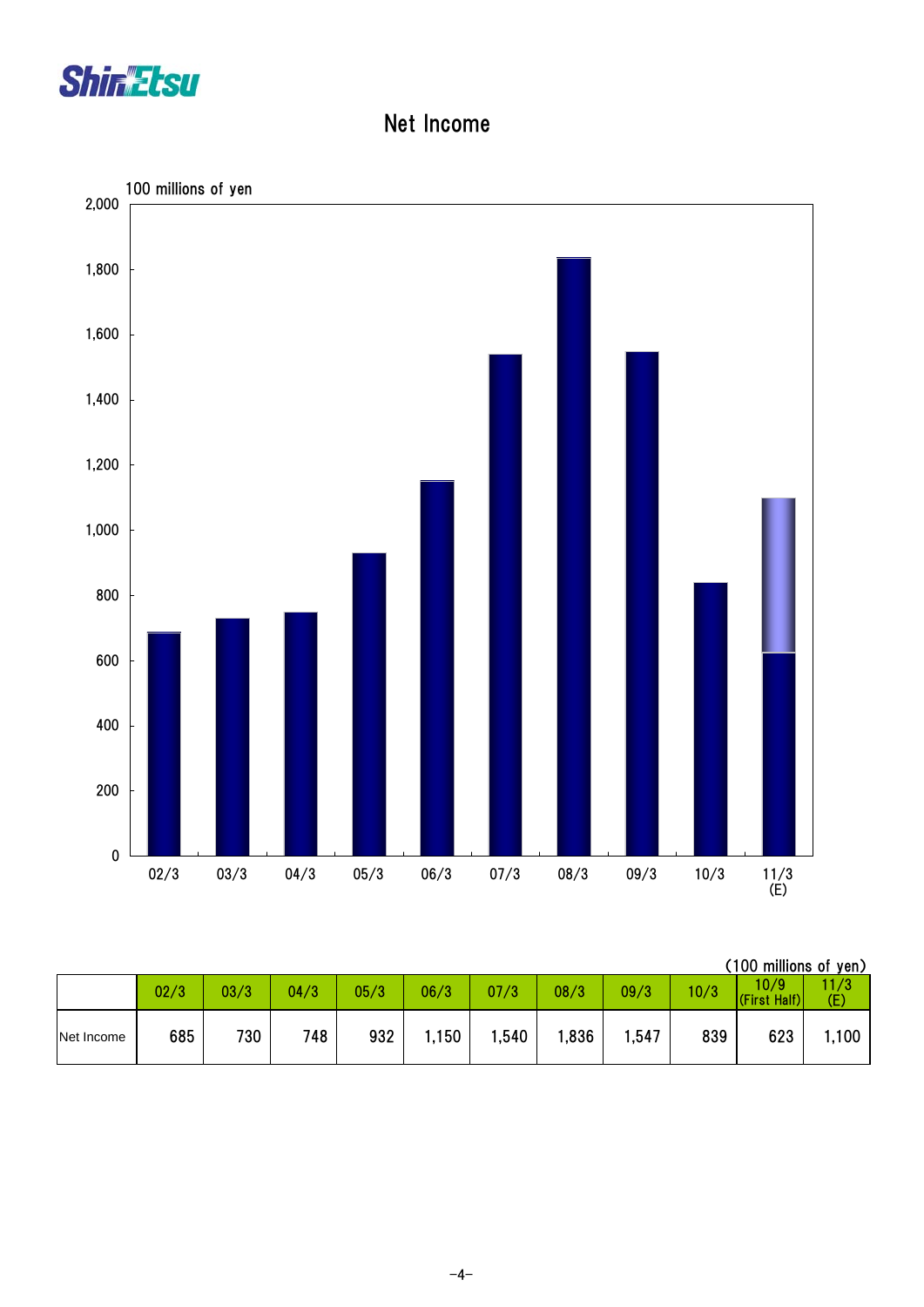# Net Income

(100 millions of yen)

| | 02/3 | 03/3 | 04/3 | 05/3 | 06/3 | 07/3 | 08/3 | 09/3 | 10/3 | 10/9 (First Half) | 11/3 (E) |
|---|---|---|---|---|---|---|---|---|---|---|---|
| Net Income | 685 | 730 | 748 | 932 | 1,150 | 1,540 | 1,836 | 1,547 | 839 | 623 | 1,100 |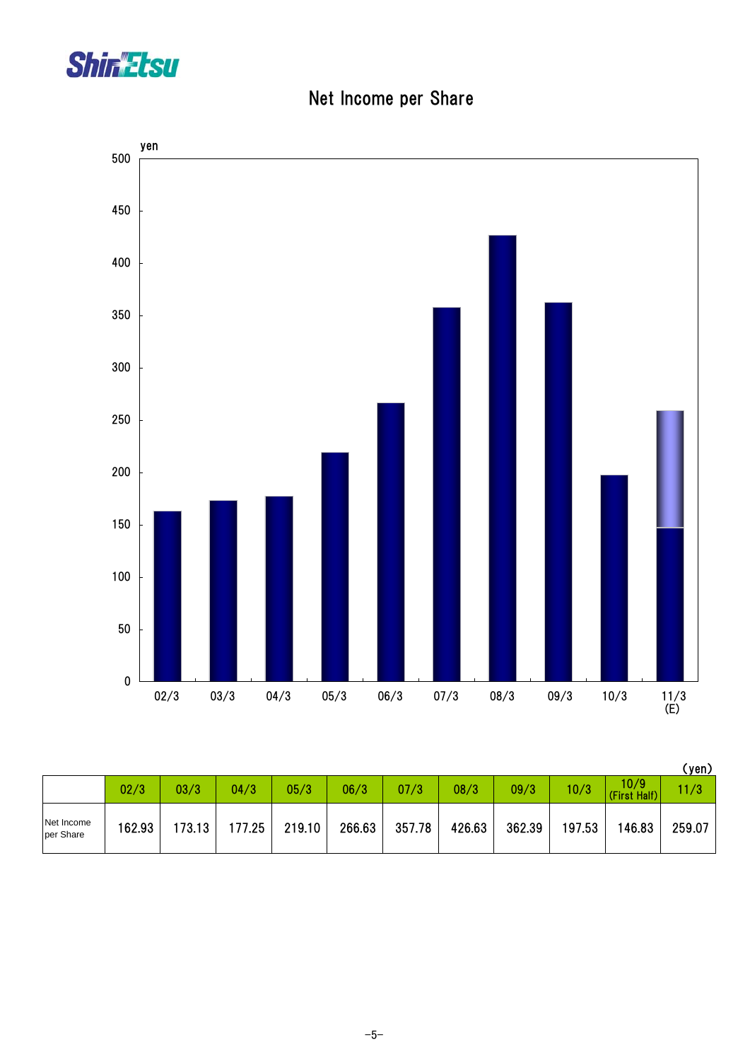# Net Income per Share

(yen)

| | 02/3 | 03/3 | 04/3 | 05/3 | 06/3 | 07/3 | 08/3 | 09/3 | 10/3 | 10/9 (First Half) | 11/3 |
|---|---|---|---|---|---|---|---|---|---|---|---|
| Net Income per Share | 162.93 | 173.13 | 177.25 | 219.10 | 266.63 | 357.78 | 426.63 | 362.39 | 197.53 | 146.83 | 259.07 |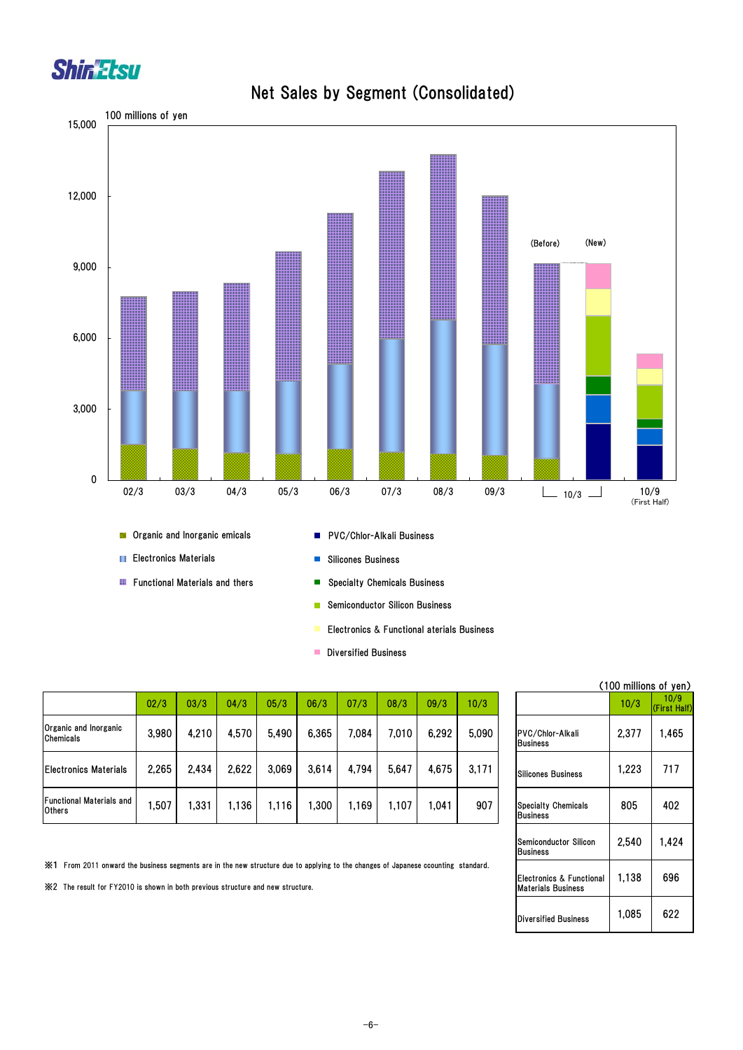# Net Sales by Segment (Consolidated)

100 millions of yen

15,000
12,000
9,000
6,000
3,000
0

02/3 03/3 04/3 05/3 06/3 07/3 08/3 09/3 10/3 (Before) (New) 10/9 (First Half)

- Organic and Inorganic emicals
- Electronics Materials
- Functional Materials and thers
- PVC/Chlor-Alkali Business
- Silicones Business
- Specialty Chemicals Business
- Semiconductor Silicon Business
- Electronics & Functional aterials Business
- Diversified Business

(100 millions of yen)

| | 02/3 | 03/3 | 04/3 | 05/3 | 06/3 | 07/3 | 08/3 | 09/3 | 10/3 |
|---|---|---|---|---|---|---|---|---|---|
| Organic and Inorganic Chemicals | 3,980 | 4,210 | 4,570 | 5,490 | 6,365 | 7,084 | 7,010 | 6,292 | 5,090 |
| Electronics Materials | 2,265 | 2,434 | 2,622 | 3,069 | 3,614 | 4,794 | 5,647 | 4,675 | 3,171 |
| Functional Materials and Others | 1,507 | 1,331 | 1,136 | 1,116 | 1,300 | 1,169 | 1,107 | 1,041 | 907 |

| | 10/3 | 10/9 (First Half) |
|---|---|---|
| PVC/Chlor-Alkali Business | 2,377 | 1,465 |
| Silicones Business | 1,223 | 717 |
| Specialty Chemicals Business | 805 | 402 |
| Semiconductor Silicon Business | 2,540 | 1,424 |
| Electronics & Functional Materials Business | 1,138 | 696 |
| Diversified Business | 1,085 | 622 |

※1 From 2011 onward the business segments are in the new structure due to applying to the changes of Japanese ccounting standard.

※2 The result for FY2010 is shown in both previous structure and new structure.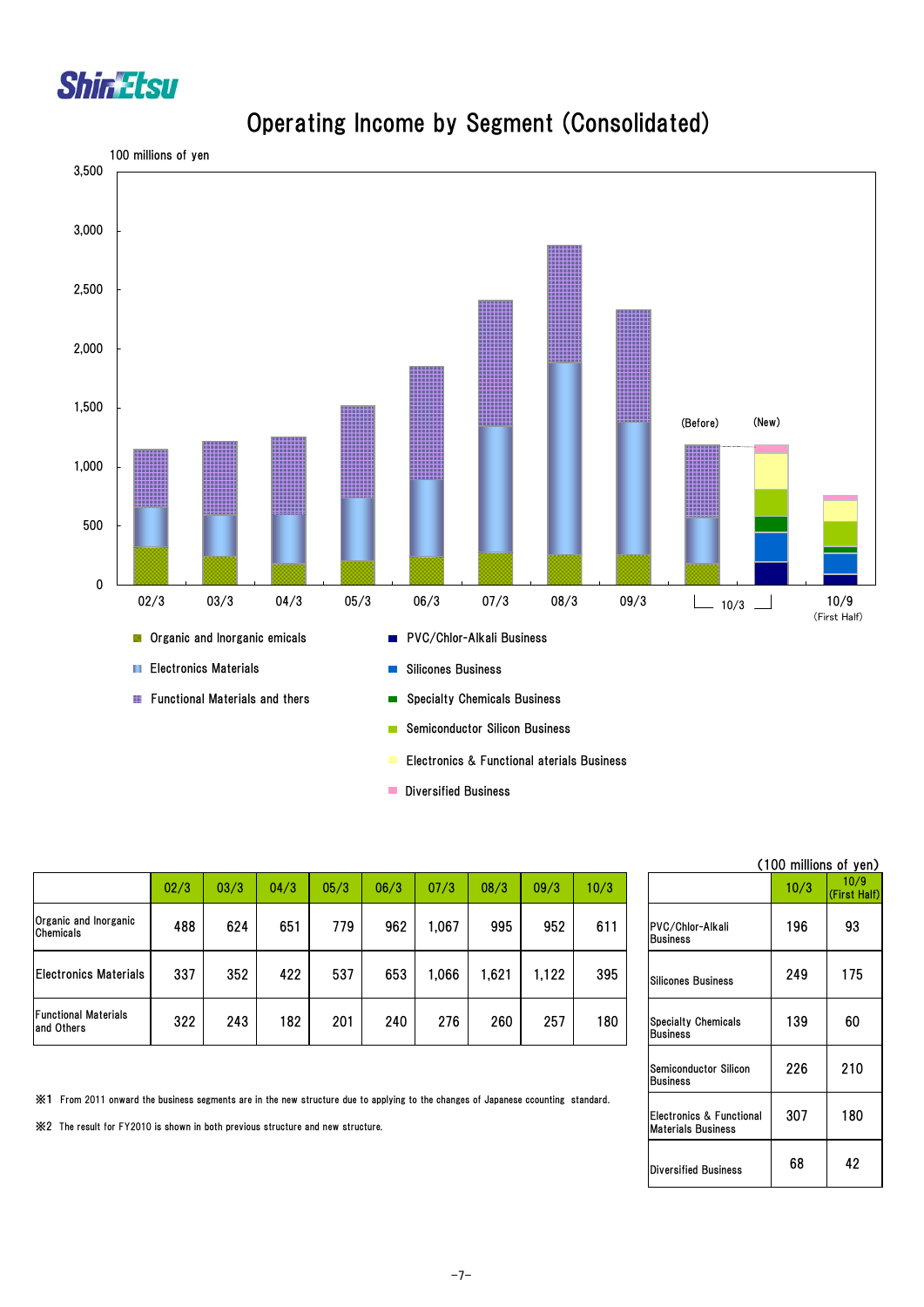# Operating Income by Segment (Consolidated)

100 millions of yen

3,500
3,000
2,500
2,000
1,500
1,000
500
0

02/3 03/3 04/3 05/3 06/3 07/3 08/3 09/3 (Before) 10/3 (New) 10/9 (First Half)

- Organic and Inorganic emicals
- Electronics Materials
- Functional Materials and thers
- PVC/Chlor-Alkali Business
- Silicones Business
- Specialty Chemicals Business
- Semiconductor Silicon Business
- Electronics & Functional aterials Business
- Diversified Business

(100 millions of yen)

| | 02/3 | 03/3 | 04/3 | 05/3 | 06/3 | 07/3 | 08/3 | 09/3 | 10/3 |
|---|---|---|---|---|---|---|---|---|---|
| Organic and Inorganic Chemicals | 488 | 624 | 651 | 779 | 962 | 1,067 | 995 | 952 | 611 |
| Electronics Materials | 337 | 352 | 422 | 537 | 653 | 1,066 | 1,621 | 1,122 | 395 |
| Functional Materials and Others | 322 | 243 | 182 | 201 | 240 | 276 | 260 | 257 | 180 |

| | 10/3 | 10/9 (First Half) |
|---|---|---|
| PVC/Chlor-Alkali Business | 196 | 93 |
| Silicones Business | 249 | 175 |
| Specialty Chemicals Business | 139 | 60 |
| Semiconductor Silicon Business | 226 | 210 |
| Electronics & Functional Materials Business | 307 | 180 |
| Diversified Business | 68 | 42 |

※1 From 2011 onward the business segments are in the new structure due to applying to the changes of Japanese ccounting standard.

※2 The result for FY2010 is shown in both previous structure and new structure.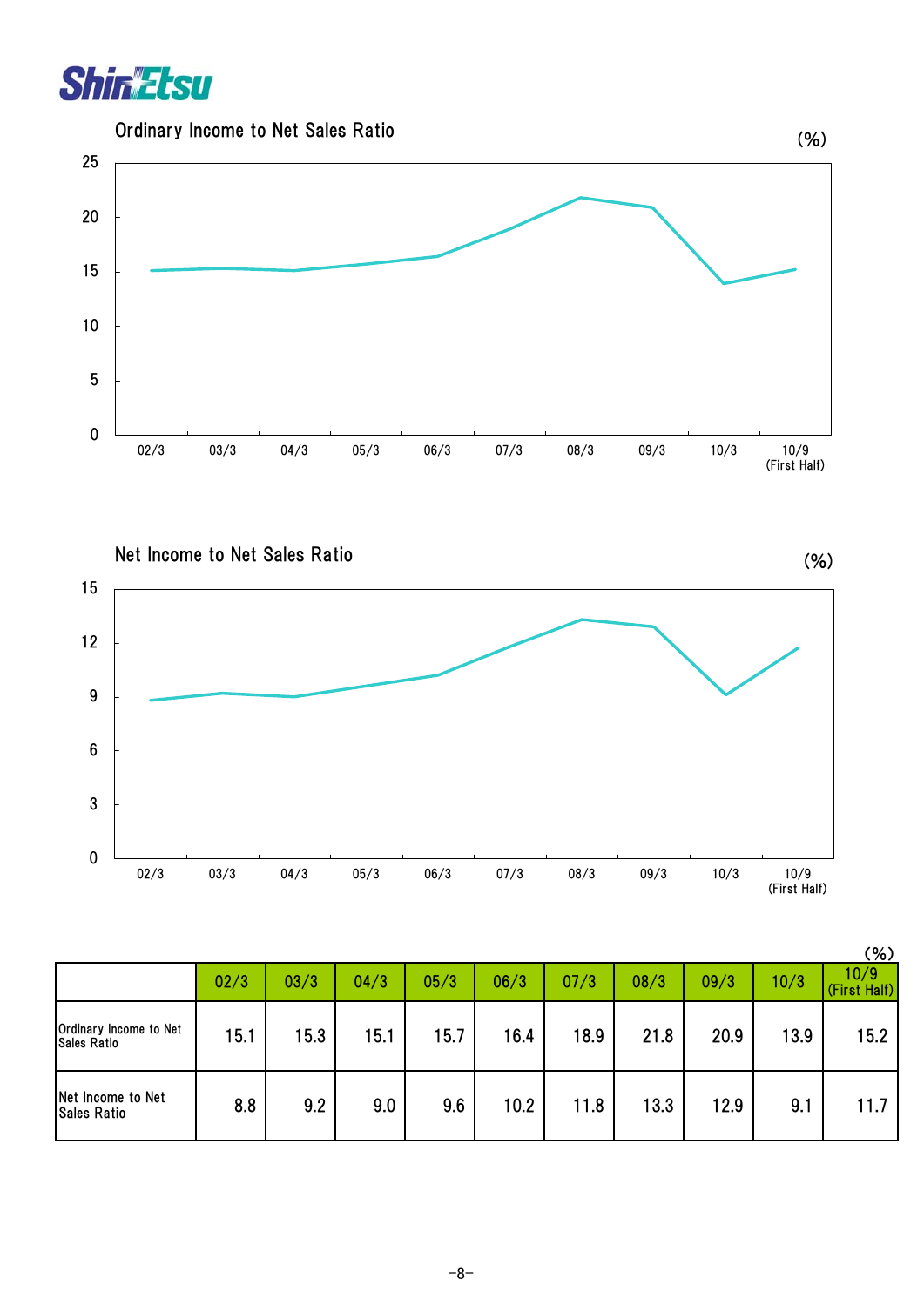## Ordinary Income to Net Sales Ratio

(%)

## Net Income to Net Sales Ratio

(%)

(%)

| | 02/3 | 03/3 | 04/3 | 05/3 | 06/3 | 07/3 | 08/3 | 09/3 | 10/3 | 10/9 (First Half) |
|---|---|---|---|---|---|---|---|---|---|---|
| Ordinary Income to Net Sales Ratio | 15.1 | 15.3 | 15.1 | 15.7 | 16.4 | 18.9 | 21.8 | 20.9 | 13.9 | 15.2 |
| Net Income to Net Sales Ratio | 8.8 | 9.2 | 9.0 | 9.6 | 10.2 | 11.8 | 13.3 | 12.9 | 9.1 | 11.7 |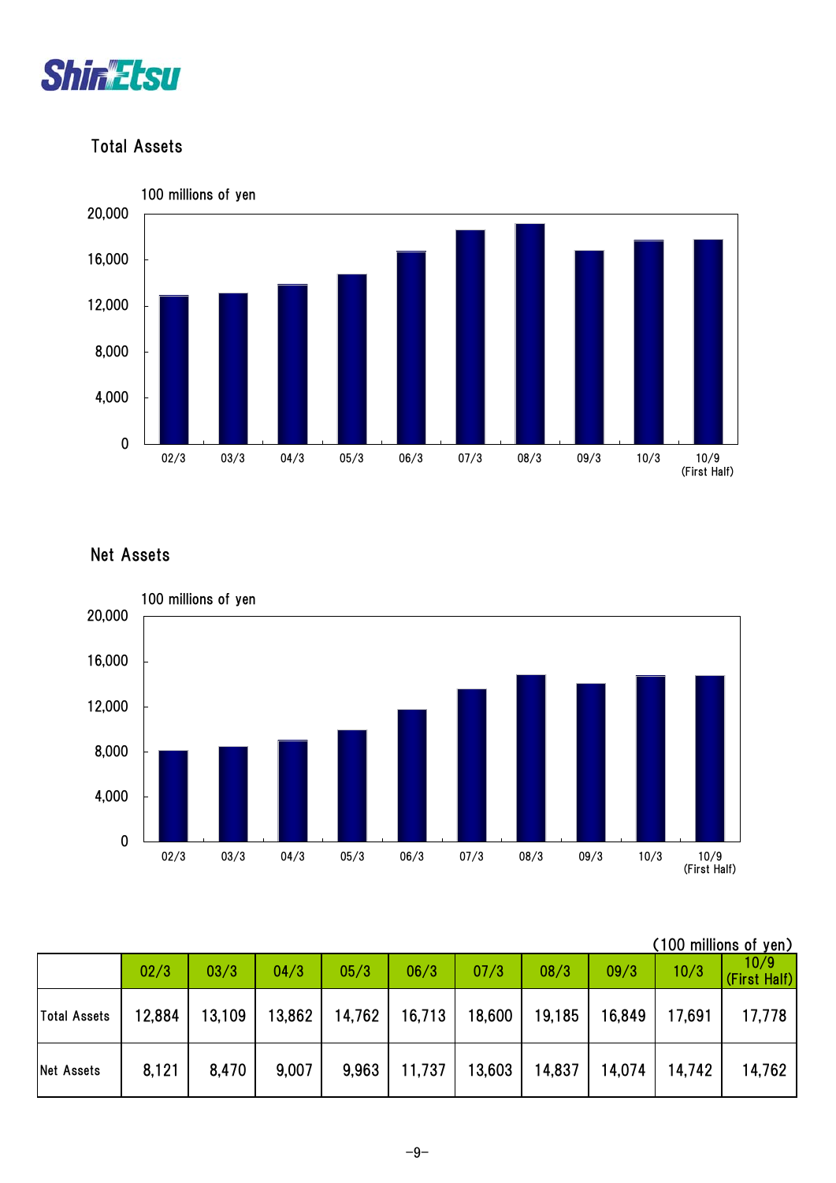## Total Assets

100 millions of yen

## Net Assets

100 millions of yen

(100 millions of yen)

| | 02/3 | 03/3 | 04/3 | 05/3 | 06/3 | 07/3 | 08/3 | 09/3 | 10/3 | 10/9 (First Half) |
|---|---|---|---|---|---|---|---|---|---|---|
| Total Assets | 12,884 | 13,109 | 13,862 | 14,762 | 16,713 | 18,600 | 19,185 | 16,849 | 17,691 | 17,778 |
| Net Assets | 8,121 | 8,470 | 9,007 | 9,963 | 11,737 | 13,603 | 14,837 | 14,074 | 14,742 | 14,762 |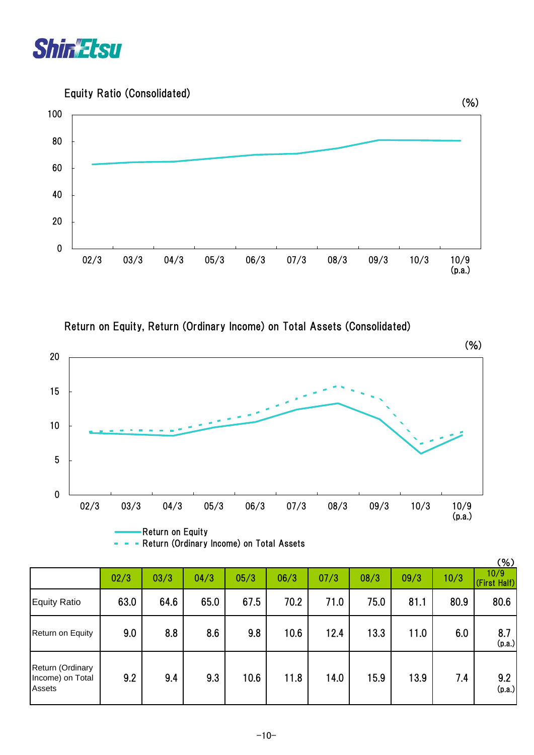Shin-Etsu

## Equity Ratio (Consolidated)

(%)

## Return on Equity, Return (Ordinary Income) on Total Assets (Consolidated)

(%)

Return on Equity
Return (Ordinary Income) on Total Assets

(%)

| | 02/3 | 03/3 | 04/3 | 05/3 | 06/3 | 07/3 | 08/3 | 09/3 | 10/3 | 10/9 (First Half) |
|---|---|---|---|---|---|---|---|---|---|---|
| Equity Ratio | 63.0 | 64.6 | 65.0 | 67.5 | 70.2 | 71.0 | 75.0 | 81.1 | 80.9 | 80.6 |
| Return on Equity | 9.0 | 8.8 | 8.6 | 9.8 | 10.6 | 12.4 | 13.3 | 11.0 | 6.0 | 8.7 (p.a.) |
| Return (Ordinary Income) on Total Assets | 9.2 | 9.4 | 9.3 | 10.6 | 11.8 | 14.0 | 15.9 | 13.9 | 7.4 | 9.2 (p.a.) |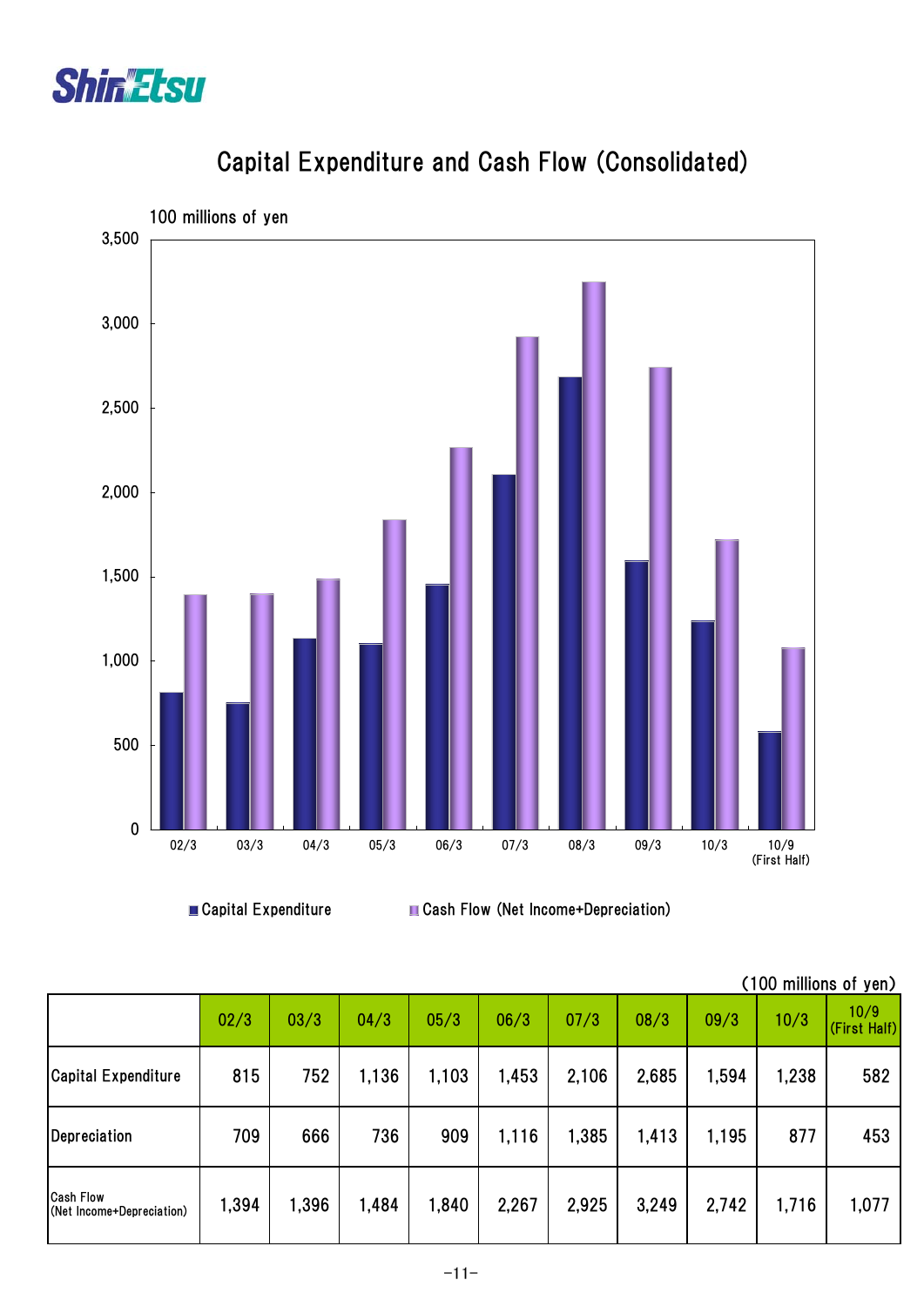# Capital Expenditure and Cash Flow (Consolidated)

100 millions of yen

3,500
3,000
2,500
2,000
1,500
1,000
500
0

02/3 03/3 04/3 05/3 06/3 07/3 08/3 09/3 10/3 10/9 (First Half)

Capital Expenditure

Cash Flow (Net Income+Depreciation)

(100 millions of yen)

| | 02/3 | 03/3 | 04/3 | 05/3 | 06/3 | 07/3 | 08/3 | 09/3 | 10/3 | 10/9 (First Half) |
|---|---|---|---|---|---|---|---|---|---|---|
| Capital Expenditure | 815 | 752 | 1,136 | 1,103 | 1,453 | 2,106 | 2,685 | 1,594 | 1,238 | 582 |
| Depreciation | 709 | 666 | 736 | 909 | 1,116 | 1,385 | 1,413 | 1,195 | 877 | 453 |
| Cash Flow (Net Income+Depreciation) | 1,394 | 1,396 | 1,484 | 1,840 | 2,267 | 2,925 | 3,249 | 2,742 | 1,716 | 1,077 |